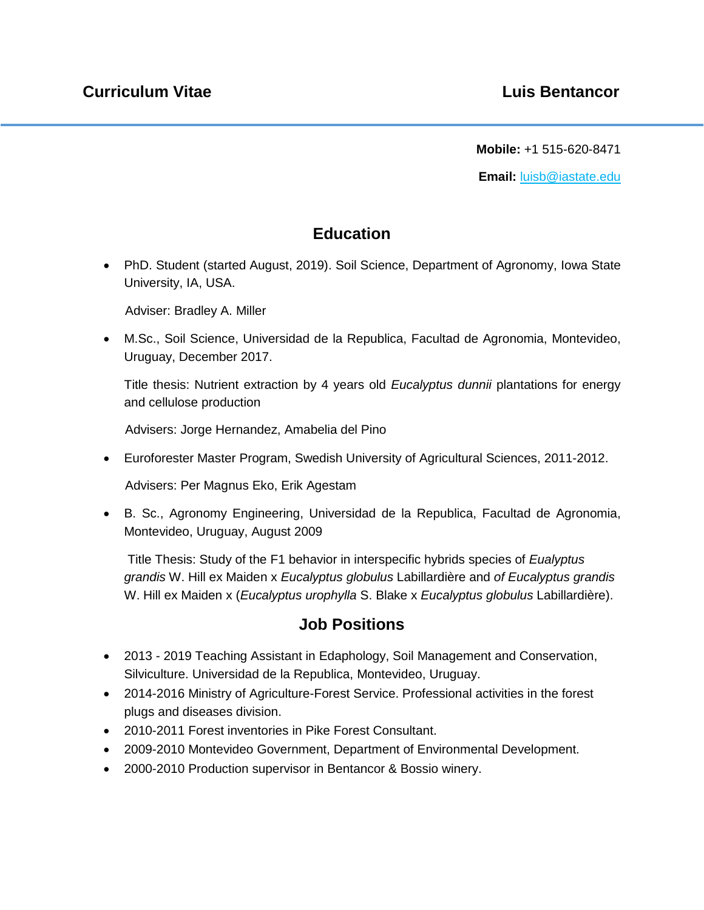**Curriculum Vitae** **Luis Bentancor**

**Mobile:** +1 515-620-8471

**Email:** [luisb@iastate.edu](mailto:luisb@iastate.edu)

## Education

- PhD. Student (started August, 2019). Soil Science, Department of Agronomy, Iowa State University, IA, USA.

  Adviser: Bradley A. Miller

- M.Sc., Soil Science, Universidad de la Republica, Facultad de Agronomia, Montevideo, Uruguay, December 2017.

  Title thesis: Nutrient extraction by 4 years old *Eucalyptus dunnii* plantations for energy and cellulose production

  Advisers: Jorge Hernandez, Amabelia del Pino

- Euroforester Master Program, Swedish University of Agricultural Sciences, 2011-2012.

  Advisers: Per Magnus Eko, Erik Agestam

- B. Sc., Agronomy Engineering, Universidad de la Republica, Facultad de Agronomia, Montevideo, Uruguay, August 2009

  Title Thesis: Study of the F1 behavior in interspecific hybrids species of *Eualyptus grandis* W. Hill ex Maiden x *Eucalyptus globulus* Labillardière and *of Eucalyptus grandis* W. Hill ex Maiden x (*Eucalyptus urophylla* S. Blake x *Eucalyptus globulus* Labillardière).

## Job Positions

- 2013 - 2019 Teaching Assistant in Edaphology, Soil Management and Conservation, Silviculture. Universidad de la Republica, Montevideo, Uruguay.
- 2014-2016 Ministry of Agriculture-Forest Service. Professional activities in the forest plugs and diseases division.
- 2010-2011 Forest inventories in Pike Forest Consultant.
- 2009-2010 Montevideo Government, Department of Environmental Development.
- 2000-2010 Production supervisor in Bentancor & Bossio winery.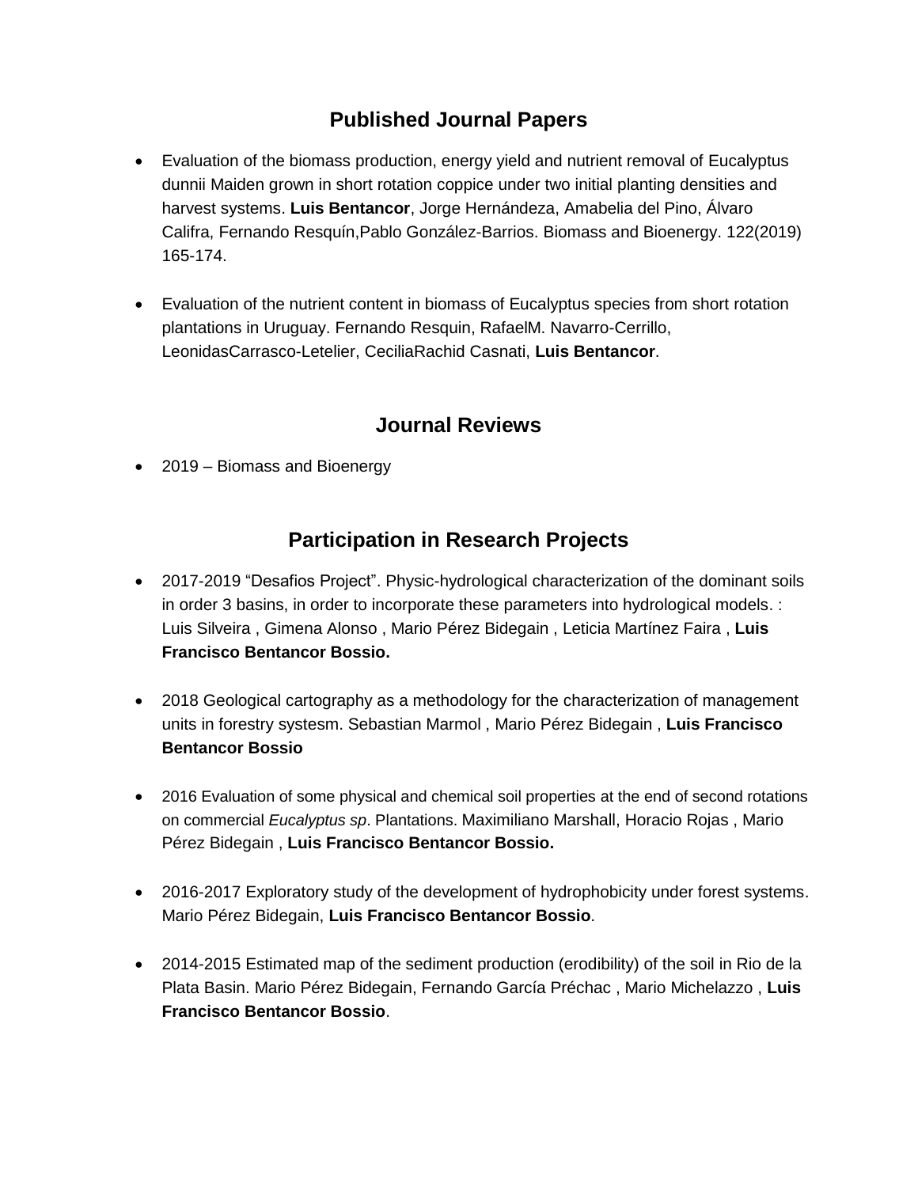## Published Journal Papers

- Evaluation of the biomass production, energy yield and nutrient removal of Eucalyptus dunnii Maiden grown in short rotation coppice under two initial planting densities and harvest systems. **Luis Bentancor**, Jorge Hernándeza, Amabelia del Pino, Álvaro Califra, Fernando Resquín,Pablo González-Barrios. Biomass and Bioenergy. 122(2019) 165-174.

- Evaluation of the nutrient content in biomass of Eucalyptus species from short rotation plantations in Uruguay. Fernando Resquin, RafaelM. Navarro-Cerrillo, LeonidasCarrasco-Letelier, CeciliaRachid Casnati, **Luis Bentancor**.

## Journal Reviews

- 2019 – Biomass and Bioenergy

## Participation in Research Projects

- 2017-2019 "Desafios Project". Physic-hydrological characterization of the dominant soils in order 3 basins, in order to incorporate these parameters into hydrological models. : Luis Silveira , Gimena Alonso , Mario Pérez Bidegain , Leticia Martínez Faira , **Luis Francisco Bentancor Bossio.**

- 2018 Geological cartography as a methodology for the characterization of management units in forestry systesm. Sebastian Marmol , Mario Pérez Bidegain , **Luis Francisco Bentancor Bossio**

- 2016 Evaluation of some physical and chemical soil properties at the end of second rotations on commercial *Eucalyptus sp*. Plantations. Maximiliano Marshall, Horacio Rojas , Mario Pérez Bidegain , **Luis Francisco Bentancor Bossio.**

- 2016-2017 Exploratory study of the development of hydrophobicity under forest systems. Mario Pérez Bidegain, **Luis Francisco Bentancor Bossio**.

- 2014-2015 Estimated map of the sediment production (erodibility) of the soil in Rio de la Plata Basin. Mario Pérez Bidegain, Fernando García Préchac , Mario Michelazzo , **Luis Francisco Bentancor Bossio**.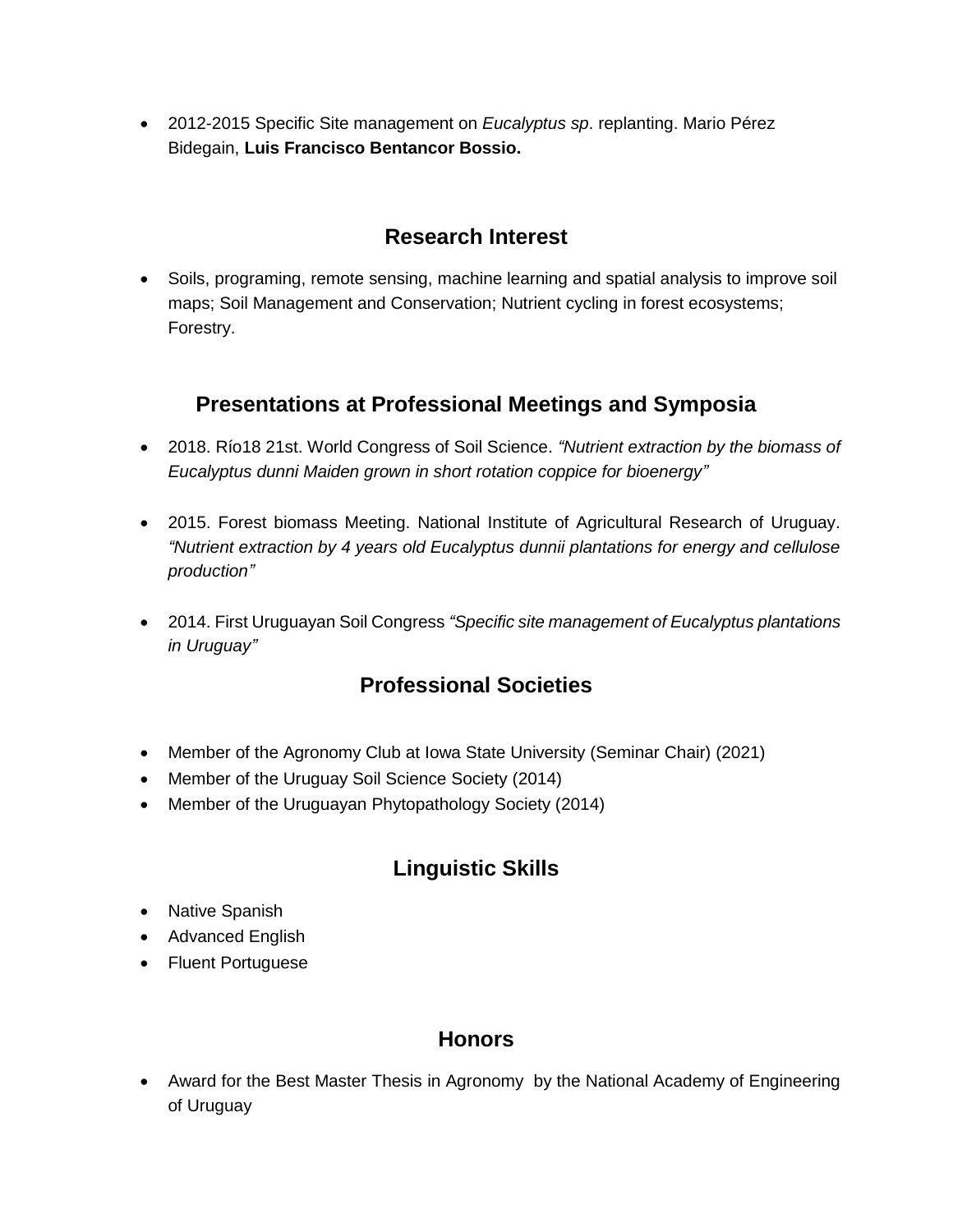- 2012-2015 Specific Site management on *Eucalyptus sp*. replanting. Mario Pérez Bidegain, **Luis Francisco Bentancor Bossio.**

## Research Interest

- Soils, programing, remote sensing, machine learning and spatial analysis to improve soil maps; Soil Management and Conservation; Nutrient cycling in forest ecosystems; Forestry.

## Presentations at Professional Meetings and Symposia

- 2018. Río18 21st. World Congress of Soil Science. *"Nutrient extraction by the biomass of Eucalyptus dunni Maiden grown in short rotation coppice for bioenergy"*

- 2015. Forest biomass Meeting. National Institute of Agricultural Research of Uruguay. *"Nutrient extraction by 4 years old Eucalyptus dunnii plantations for energy and cellulose production"*

- 2014. First Uruguayan Soil Congress *"Specific site management of Eucalyptus plantations in Uruguay"*

## Professional Societies

- Member of the Agronomy Club at Iowa State University (Seminar Chair) (2021)
- Member of the Uruguay Soil Science Society (2014)
- Member of the Uruguayan Phytopathology Society (2014)

## Linguistic Skills

- Native Spanish
- Advanced English
- Fluent Portuguese

## Honors

- Award for the Best Master Thesis in Agronomy by the National Academy of Engineering of Uruguay